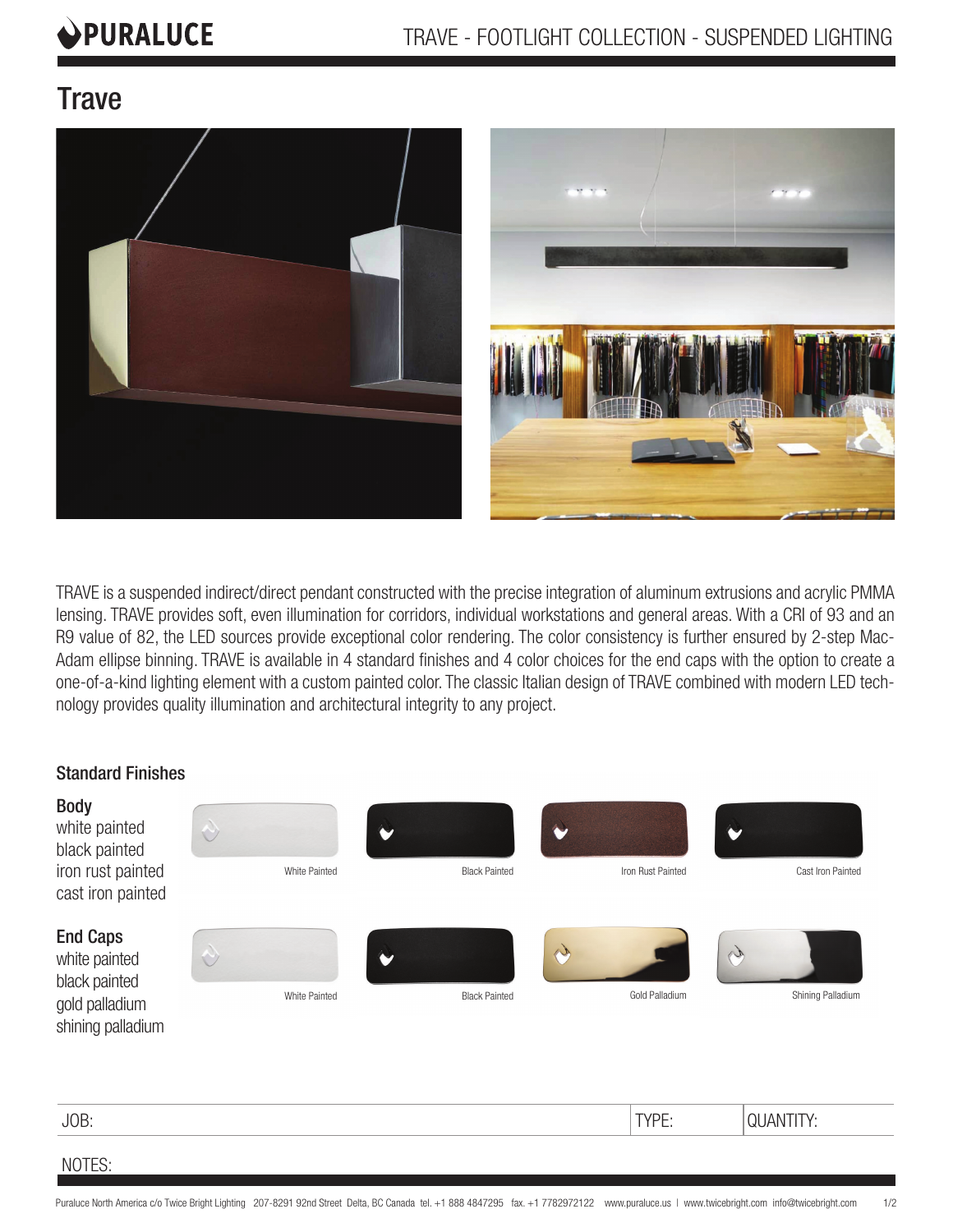# Trave

TRAVE is a suspended indirect/direct pendant constructed with the precise integration of aluminum extrusions and acrylic PMMA lensing. TRAVE provides soft, even illumination for corridors, individual workstations and general areas. With a CRI of 93 and an R9 value of 82, the LED sources provide exceptional color rendering. The color consistency is further ensured by 2-step MacAdam ellipse binning. TRAVE is available in 4 standard finishes and 4 color choices for the end caps with the option to create a one-of-a-kind lighting element with a custom painted color. The classic Italian design of TRAVE combined with modern LED technology provides quality illumination and architectural integrity to any project.

## Standard Finishes

### Body

white painted
black painted
iron rust painted
cast iron painted

White Painted | Black Painted | Iron Rust Painted | Cast Iron Painted

### End Caps

white painted
black painted
gold palladium
shining palladium

White Painted | Black Painted | Gold Palladium | Shining Palladium

| JOB: | TYPE: | QUANTITY: |
|---|---|---|

NOTES:

Puraluce North America c/o Twice Bright Lighting 207-8291 92nd Street Delta, BC Canada tel. +1 888 4847295 fax. +1 7782972122 www.puraluce.us | www.twicebright.com info@twicebright.com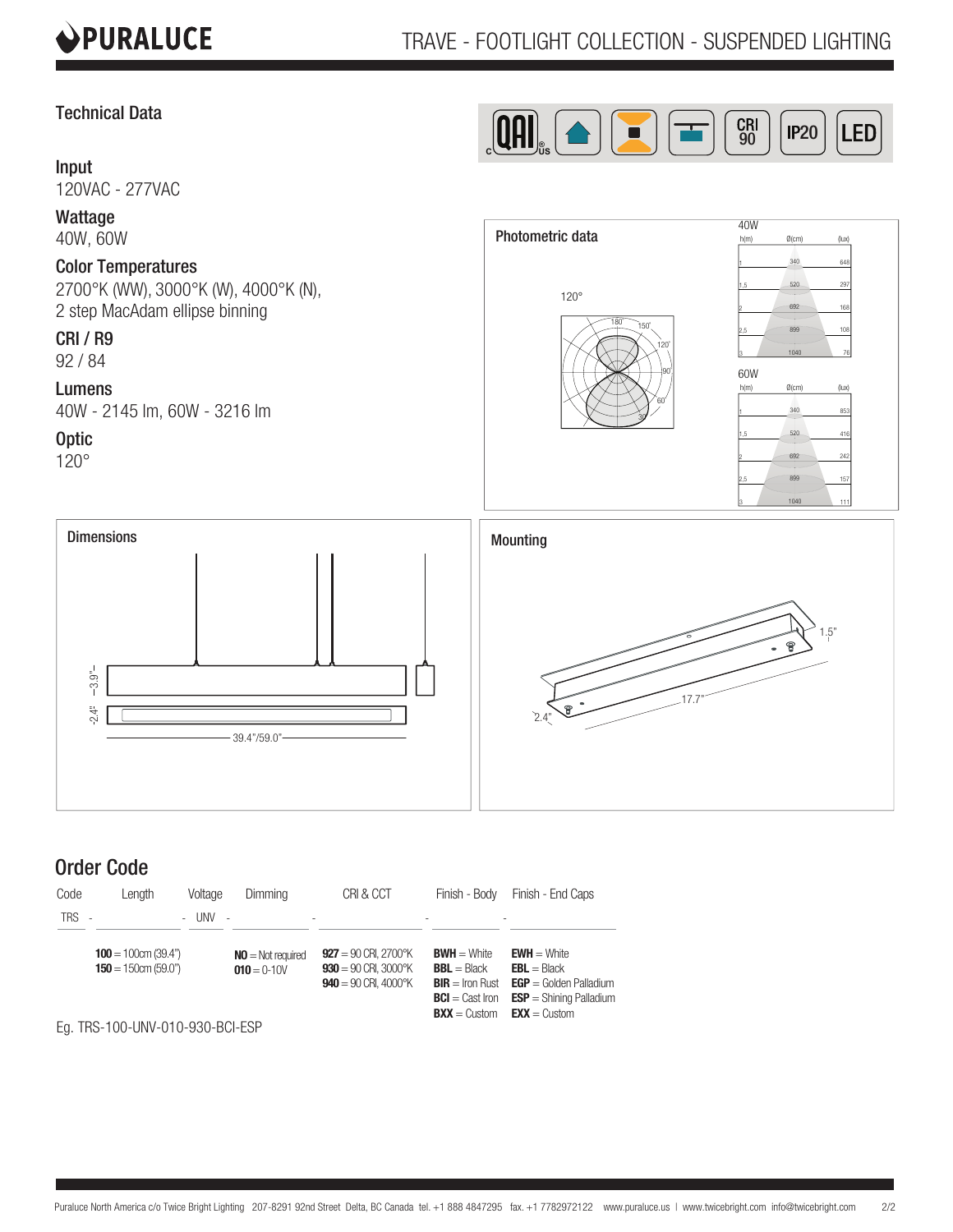# TRAVE - FOOTLIGHT COLLECTION - SUSPENDED LIGHTING

## Technical Data

**Input**
120VAC - 277VAC

**Wattage**
40W, 60W

**Color Temperatures**
2700°K (WW), 3000°K (W), 4000°K (N),
2 step MacAdam ellipse binning

**CRI / R9**
92 / 84

**Lumens**
40W - 2145 lm, 60W - 3216 lm

**Optic**
120°

## Photometric data

120°

180° 150° 120° 90° 60° 30°

40W

h(m) Ø(cm) (lux)
1 340 648
1,5 520 297
2 692 168
2,5 899 108
3 1040 76

60W

h(m) Ø(cm) (lux)
1 340 853
1,5 520 416
2 692 242
2,5 899 157
3 1040 111

## Dimensions

3.9"
2.4"
39.4"/59.0"

## Mounting

1.5"
17.7"
2.4"

## Order Code

| Code | Length | Voltage | Dimming | CRI & CCT | Finish - Body | Finish - End Caps |
|---|---|---|---|---|---|---|
| TRS | - | UNV | - | - | - | - |
| | **100** = 100cm (39.4")<br>**150** = 150cm (59.0") | | **NO** = Not required<br>**010** = 0-10V | **927** = 90 CRI, 2700°K<br>**930** = 90 CRI, 3000°K<br>**940** = 90 CRI, 4000°K | **BWH** = White<br>**BBL** = Black<br>**BIR** = Iron Rust<br>**BCI** = Cast Iron<br>**BXX** = Custom | **EWH** = White<br>**EBL** = Black<br>**EGP** = Golden Palladium<br>**ESP** = Shining Palladium<br>**EXX** = Custom |

Eg. TRS-100-UNV-010-930-BCI-ESP

Puraluce North America c/o Twice Bright Lighting 207-8291 92nd Street Delta, BC Canada tel. +1 888 4847295 fax. +1 7782972122 www.puraluce.us | www.twicebright.com info@twicebright.com